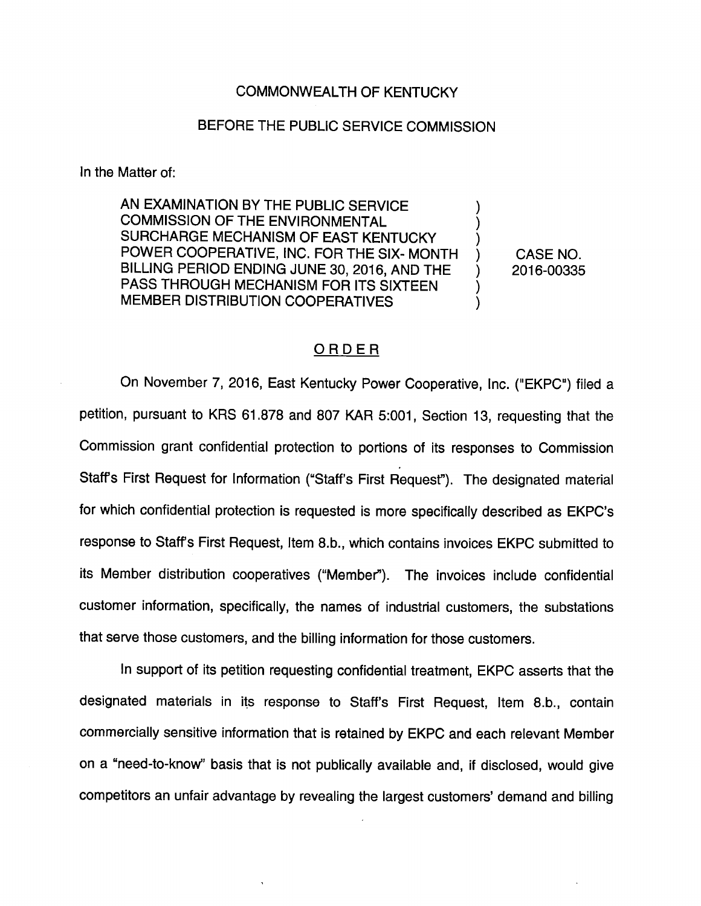COMMONWEALTH OF KENTUCKY

BEFORE THE PUBLIC SERVICE COMMISSION

In the Matter of:

AN EXAMINATION BY THE PUBLIC SERVICE COMMISSION OF THE ENVIRONMENTAL SURCHARGE MECHANISM OF EAST KENTUCKY POWER COOPERATIVE, INC. FOR THE SIX- MONTH BILLING PERIOD ENDING JUNE 30, 2016, AND THE PASS THROUGH MECHANISM FOR ITS SIXTEEN MEMBER DISTRIBUTION COOPERATIVES ) CASE NO. 2016-00335

## ORDER

On November 7, 2016, East Kentucky Power Cooperative, Inc. ("EKPC") filed a petition, pursuant to KRS 61.878 and 807 KAR 5:001, Section 13, requesting that the Commission grant confidential protection to portions of its responses to Commission Staff's First Request for Information ("Staff's First Request"). The designated material for which confidential protection is requested is more specifically described as EKPC's response to Staff's First Request, Item 8.b., which contains invoices EKPC submitted to its Member distribution cooperatives ("Member"). The invoices include confidential customer information, specifically, the names of industrial customers, the substations that serve those customers, and the billing information for those customers.

In support of its petition requesting confidential treatment, EKPC asserts that the designated materials in its response to Staff's First Request, Item 8.b., contain commercially sensitive information that is retained by EKPC and each relevant Member on a "need-to-know" basis that is not publically available and, if disclosed, would give competitors an unfair advantage by revealing the largest customers' demand and billing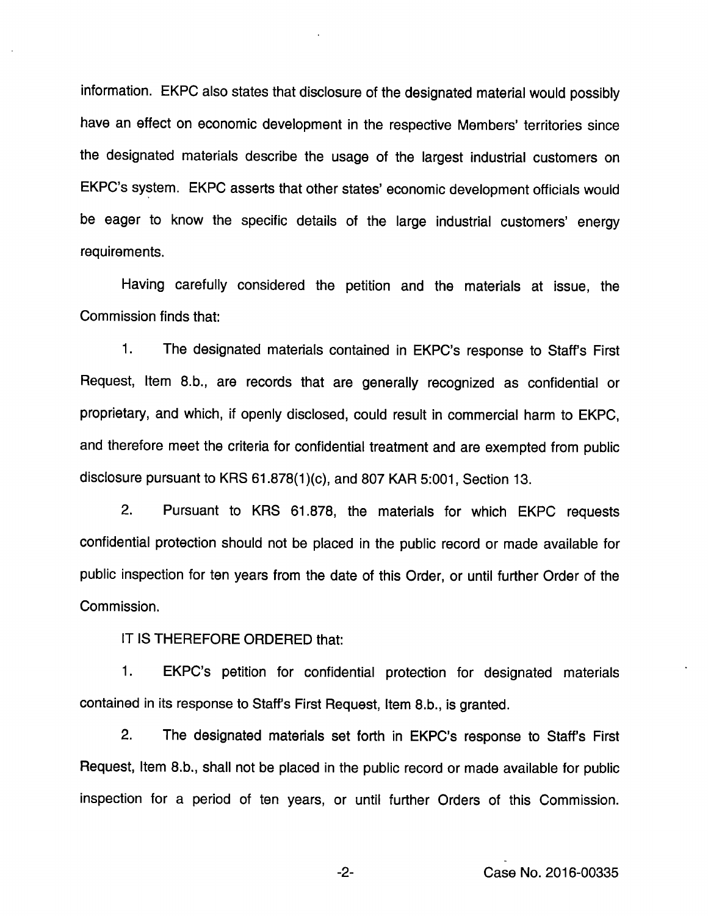information. EKPC also states that disclosure of the designated material would possibly have an effect on economic development in the respective Members' territories since the designated materials describe the usage of the largest industrial customers on EKPC's system. EKPC asserts that other states' economic development officials would be eager to know the specific details of the large industrial customers' energy requirements.

Having carefully considered the petition and the materials at issue, the Commission finds that:

1. The designated materials contained in EKPC's response to Staff's First Request, Item 8.b., are records that are generally recognized as confidential or proprietary, and which, if openly disclosed, could result in commercial harm to EKPC, and therefore meet the criteria for confidential treatment and are exempted from public disclosure pursuant to KRS 61.878(1)(c), and 807 KAR 5:001, Section 13.

2. Pursuant to KRS 61.878, the materials for which EKPC requests confidential protection should not be placed in the public record or made available for public inspection for ten years from the date of this Order, or until further Order of the Commission.

IT IS THEREFORE ORDERED that:

1. EKPC's petition for confidential protection for designated materials contained in its response to Staff's First Request, Item 8.b., is granted.

2. The designated materials set forth in EKPC's response to Staff's First Request, Item 8.b., shall not be placed in the public record or made available for public inspection for a period of ten years, or until further Orders of this Commission.

Case No. 2016-00335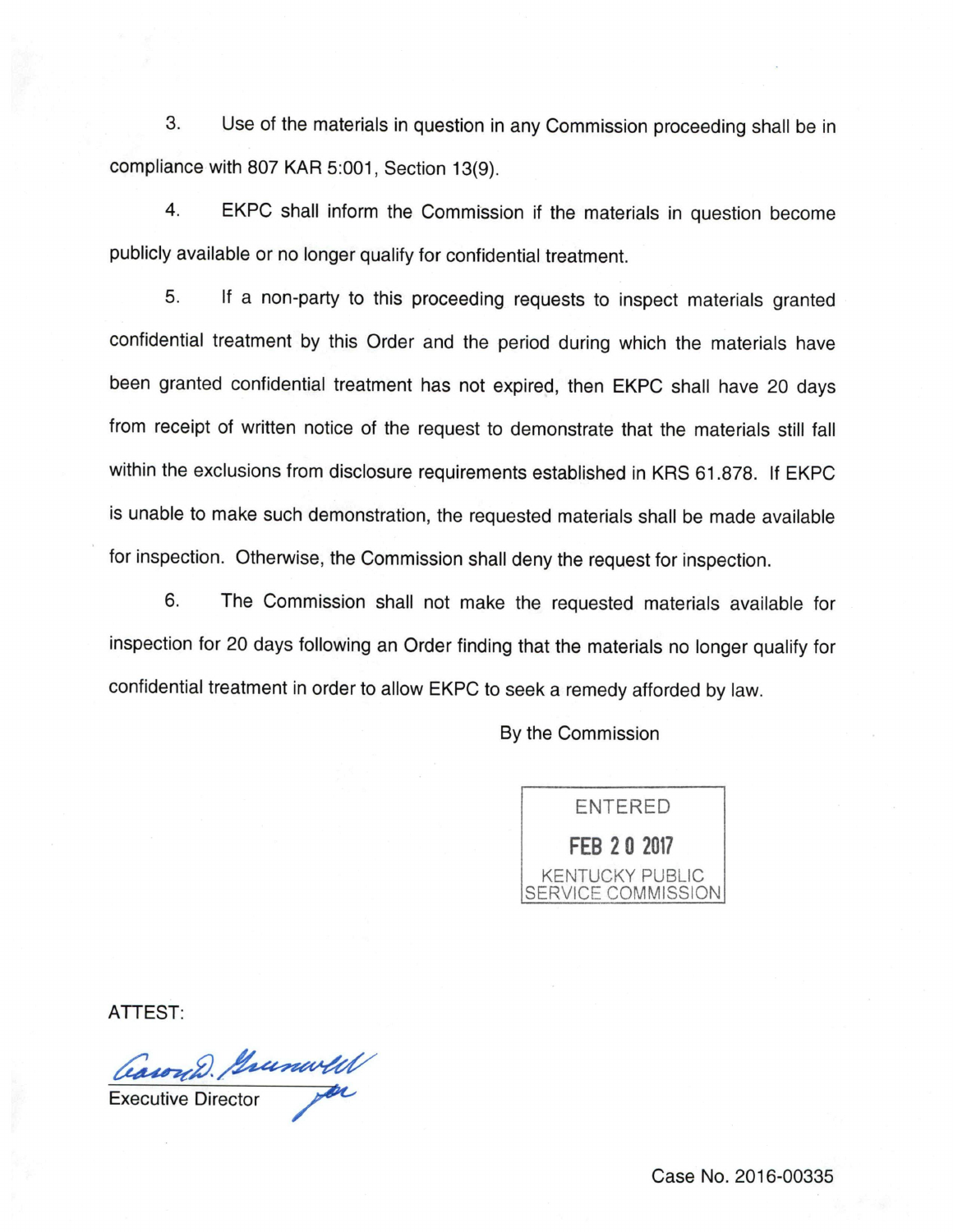3. Use of the materials in question in any Commission proceeding shall be in compliance with 807 KAR 5:001, Section 13(9).

4. EKPC shall inform the Commission if the materials in question become publicly available or no longer qualify for confidential treatment.

5. If a non-party to this proceeding requests to inspect materials granted confidential treatment by this Order and the period during which the materials have been granted confidential treatment has not expired, then EKPC shall have 20 days from receipt of written notice of the request to demonstrate that the materials still fall within the exclusions from disclosure requirements established in KRS 61.878. If EKPC is unable to make such demonstration, the requested materials shall be made available for inspection. Otherwise, the Commission shall deny the request for inspection.

6. The Commission shall not make the requested materials available for inspection for 20 days following an Order finding that the materials no longer qualify for confidential treatment in order to allow EKPC to seek a remedy afforded by law.

By the Commission

ENTERED

FEB 20 2017

KENTUCKY PUBLIC SERVICE COMMISSION

ATTEST:

Executive Director

Case No. 2016-00335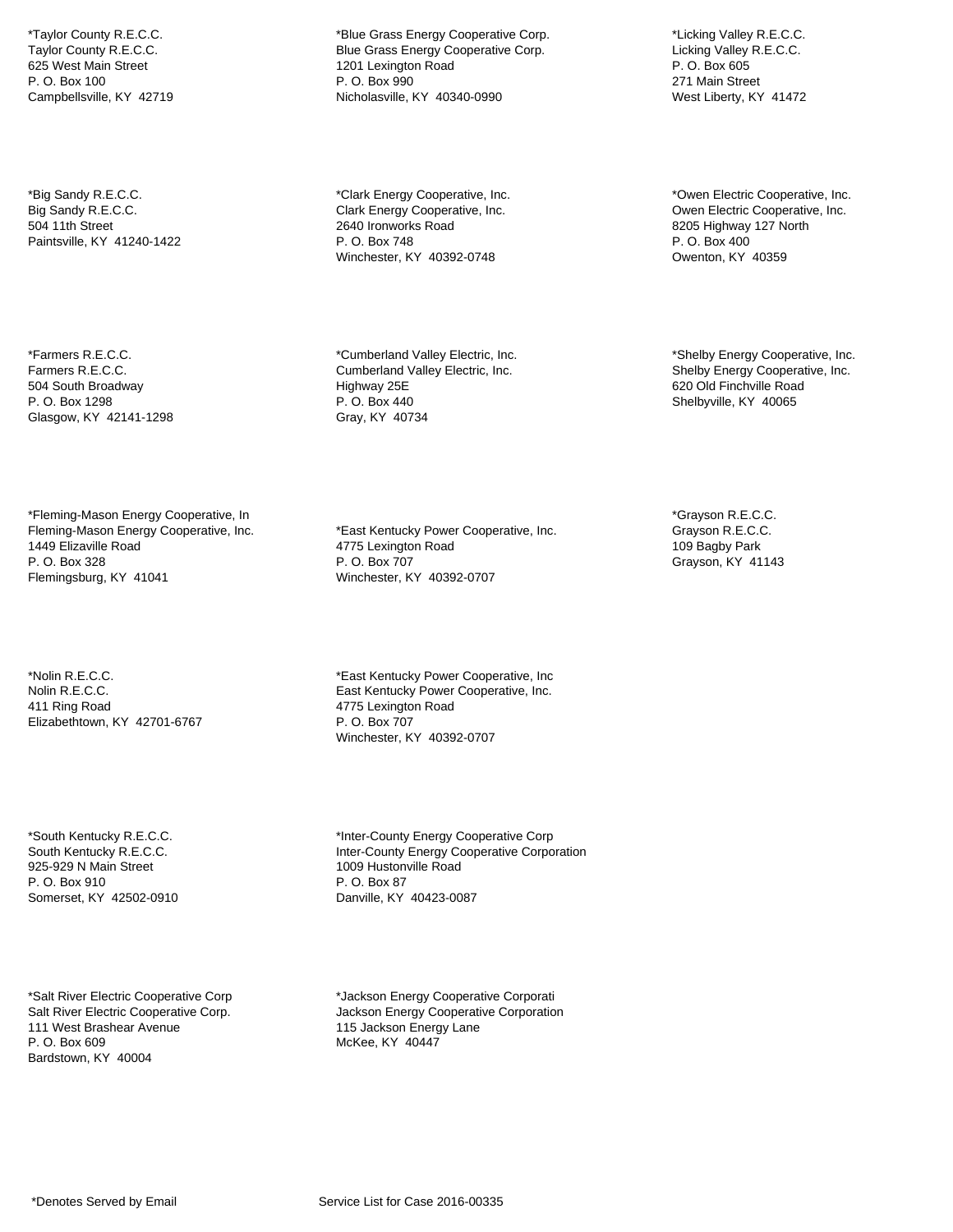*Taylor County R.E.C.C.
Taylor County R.E.C.C.
625 West Main Street
P. O. Box 100
Campbellsville, KY  42719

*Blue Grass Energy Cooperative Corp.
Blue Grass Energy Cooperative Corp.
1201 Lexington Road
P. O. Box 990
Nicholasville, KY  40340-0990

*Licking Valley R.E.C.C.
Licking Valley R.E.C.C.
P. O. Box 605
271 Main Street
West Liberty, KY  41472

*Big Sandy R.E.C.C.
Big Sandy R.E.C.C.
504 11th Street
Paintsville, KY  41240-1422

*Clark Energy Cooperative, Inc.
Clark Energy Cooperative, Inc.
2640 Ironworks Road
P. O. Box 748
Winchester, KY  40392-0748

*Owen Electric Cooperative, Inc.
Owen Electric Cooperative, Inc.
8205 Highway 127 North
P. O. Box 400
Owenton, KY  40359

*Farmers R.E.C.C.
Farmers R.E.C.C.
504 South Broadway
P. O. Box 1298
Glasgow, KY  42141-1298

*Cumberland Valley Electric, Inc.
Cumberland Valley Electric, Inc.
Highway 25E
P. O. Box 440
Gray, KY  40734

*Shelby Energy Cooperative, Inc.
Shelby Energy Cooperative, Inc.
620 Old Finchville Road
Shelbyville, KY  40065

*Fleming-Mason Energy Cooperative, In
Fleming-Mason Energy Cooperative, Inc.
1449 Elizaville Road
P. O. Box 328
Flemingsburg, KY  41041

*East Kentucky Power Cooperative, Inc.
4775 Lexington Road
P. O. Box 707
Winchester, KY  40392-0707

*Grayson R.E.C.C.
Grayson R.E.C.C.
109 Bagby Park
Grayson, KY  41143

*Nolin R.E.C.C.
Nolin R.E.C.C.
411 Ring Road
Elizabethtown, KY  42701-6767

*East Kentucky Power Cooperative, Inc
East Kentucky Power Cooperative, Inc.
4775 Lexington Road
P. O. Box 707
Winchester, KY  40392-0707

*South Kentucky R.E.C.C.
South Kentucky R.E.C.C.
925-929 N Main Street
P. O. Box 910
Somerset, KY  42502-0910

*Inter-County Energy Cooperative Corp
Inter-County Energy Cooperative Corporation
1009 Hustonville Road
P. O. Box 87
Danville, KY  40423-0087

*Salt River Electric Cooperative Corp
Salt River Electric Cooperative Corp.
111 West Brashear Avenue
P. O. Box 609
Bardstown, KY  40004

*Jackson Energy Cooperative Corporati
Jackson Energy Cooperative Corporation
115 Jackson Energy Lane
McKee, KY  40447

*Denotes Served by Email

Service List for Case 2016-00335